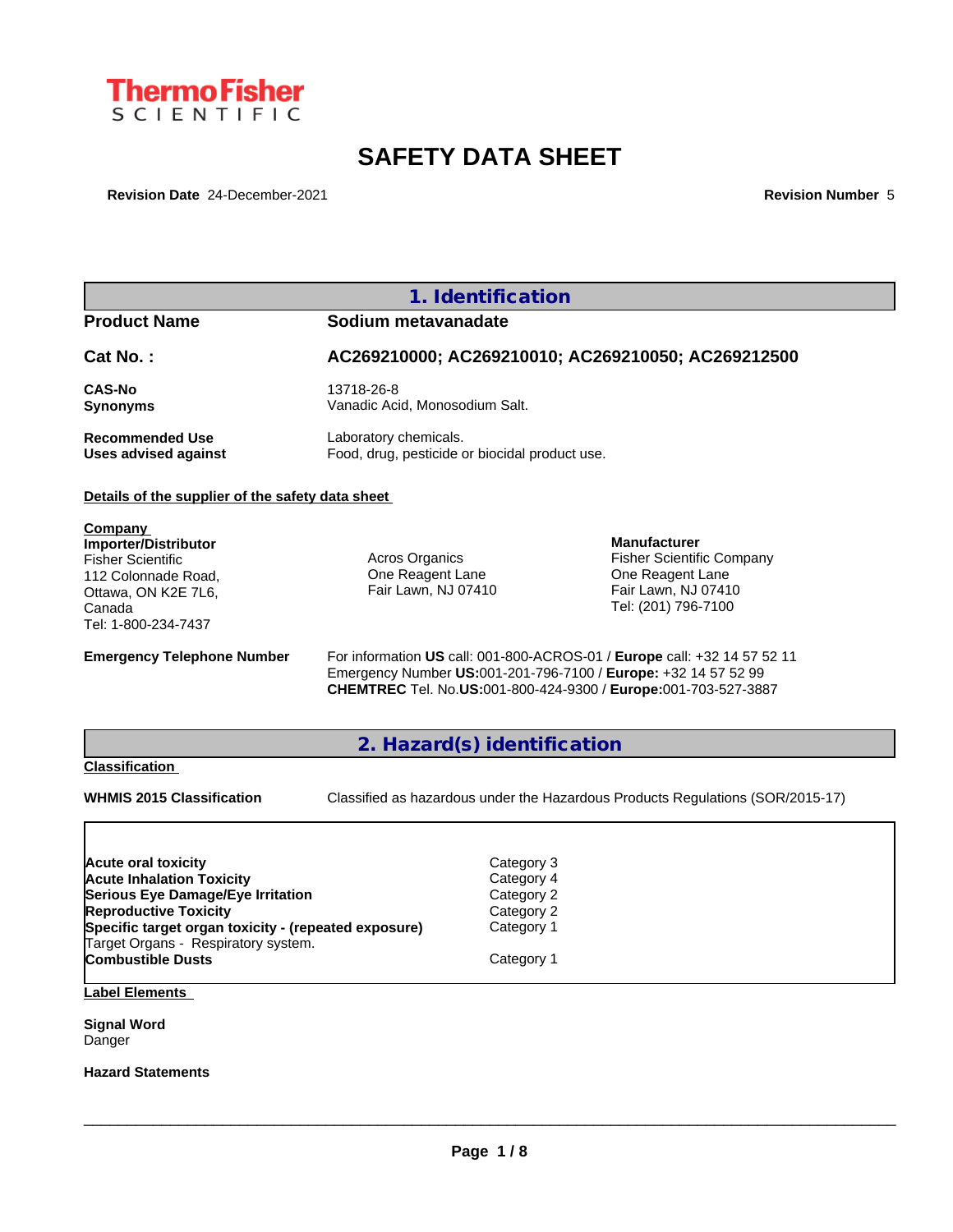ThermoFisher SCIENTIFIC

# SAFETY DATA SHEET

**Revision Date** 24-December-2021 **Revision Number** 5

## 1. Identification

| | |
|---|---|
| **Product Name** | **Sodium metavanadate** |
| **Cat No. :** | **AC269210000; AC269210010; AC269210050; AC269212500** |
| **CAS-No** | 13718-26-8 |
| **Synonyms** | Vanadic Acid, Monosodium Salt. |
| **Recommended Use** | Laboratory chemicals. |
| **Uses advised against** | Food, drug, pesticide or biocidal product use. |

**Details of the supplier of the safety data sheet**

**Company**
**Importer/Distributor**
Fisher Scientific
112 Colonnade Road,
Ottawa, ON K2E 7L6,
Canada
Tel: 1-800-234-7437

Acros Organics
One Reagent Lane
Fair Lawn, NJ 07410

**Manufacturer**
Fisher Scientific Company
One Reagent Lane
Fair Lawn, NJ 07410
Tel: (201) 796-7100

**Emergency Telephone Number**
For information **US** call: 001-800-ACROS-01 / **Europe** call: +32 14 57 52 11
Emergency Number **US:**001-201-796-7100 / **Europe:** +32 14 57 52 99
**CHEMTREC** Tel. No.**US:**001-800-424-9300 / **Europe:**001-703-527-3887

## 2. Hazard(s) identification

**Classification**

**WHMIS 2015 Classification** Classified as hazardous under the Hazardous Products Regulations (SOR/2015-17)

| | |
|---|---|
| **Acute oral toxicity** | Category 3 |
| **Acute Inhalation Toxicity** | Category 4 |
| **Serious Eye Damage/Eye Irritation** | Category 2 |
| **Reproductive Toxicity** | Category 2 |
| **Specific target organ toxicity - (repeated exposure)** | Category 1 |
| Target Organs - Respiratory system. | |
| **Combustible Dusts** | Category 1 |

**Label Elements**

**Signal Word**
Danger

**Hazard Statements**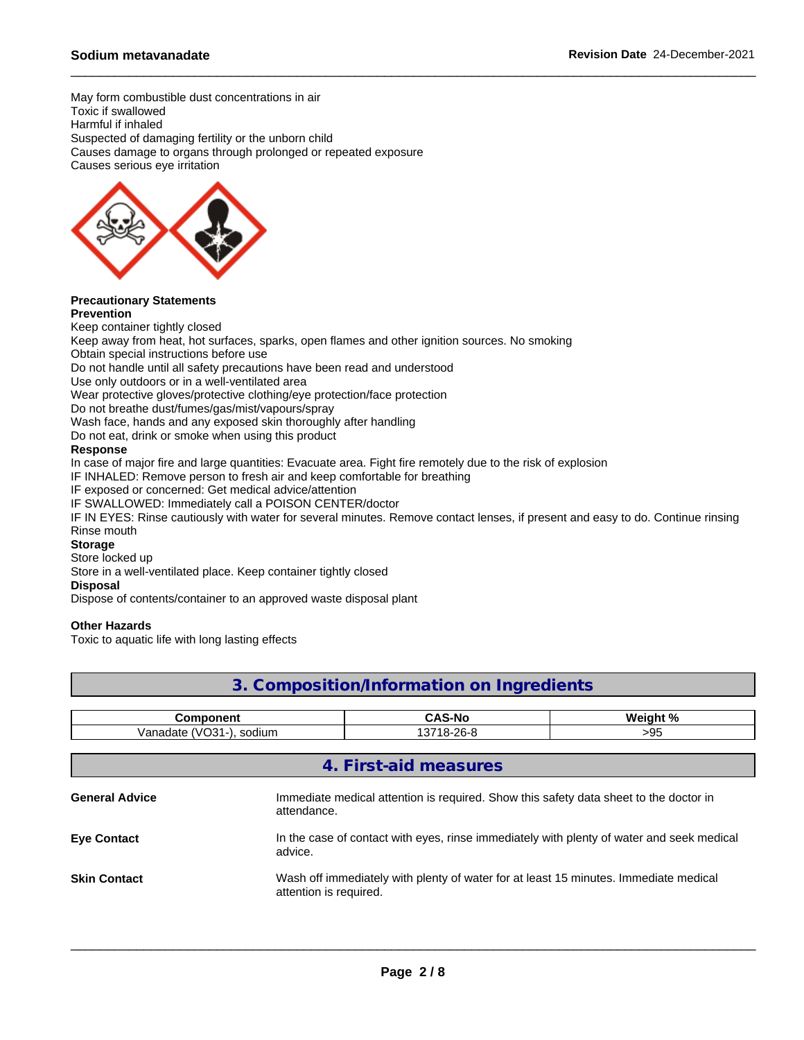May form combustible dust concentrations in air
Toxic if swallowed
Harmful if inhaled
Suspected of damaging fertility or the unborn child
Causes damage to organs through prolonged or repeated exposure
Causes serious eye irritation

**Precautionary Statements**
**Prevention**
Keep container tightly closed
Keep away from heat, hot surfaces, sparks, open flames and other ignition sources. No smoking
Obtain special instructions before use
Do not handle until all safety precautions have been read and understood
Use only outdoors or in a well-ventilated area
Wear protective gloves/protective clothing/eye protection/face protection
Do not breathe dust/fumes/gas/mist/vapours/spray
Wash face, hands and any exposed skin thoroughly after handling
Do not eat, drink or smoke when using this product
**Response**
In case of major fire and large quantities: Evacuate area. Fight fire remotely due to the risk of explosion
IF INHALED: Remove person to fresh air and keep comfortable for breathing
IF exposed or concerned: Get medical advice/attention
IF SWALLOWED: Immediately call a POISON CENTER/doctor
IF IN EYES: Rinse cautiously with water for several minutes. Remove contact lenses, if present and easy to do. Continue rinsing
Rinse mouth
**Storage**
Store locked up
Store in a well-ventilated place. Keep container tightly closed
**Disposal**
Dispose of contents/container to an approved waste disposal plant

**Other Hazards**
Toxic to aquatic life with long lasting effects

## 3. Composition/Information on Ingredients

| Component | CAS-No | Weight % |
|---|---|---|
| Vanadate (VO31-), sodium | 13718-26-8 | >95 |

## 4. First-aid measures

**General Advice** Immediate medical attention is required. Show this safety data sheet to the doctor in attendance.

**Eye Contact** In the case of contact with eyes, rinse immediately with plenty of water and seek medical advice.

**Skin Contact** Wash off immediately with plenty of water for at least 15 minutes. Immediate medical attention is required.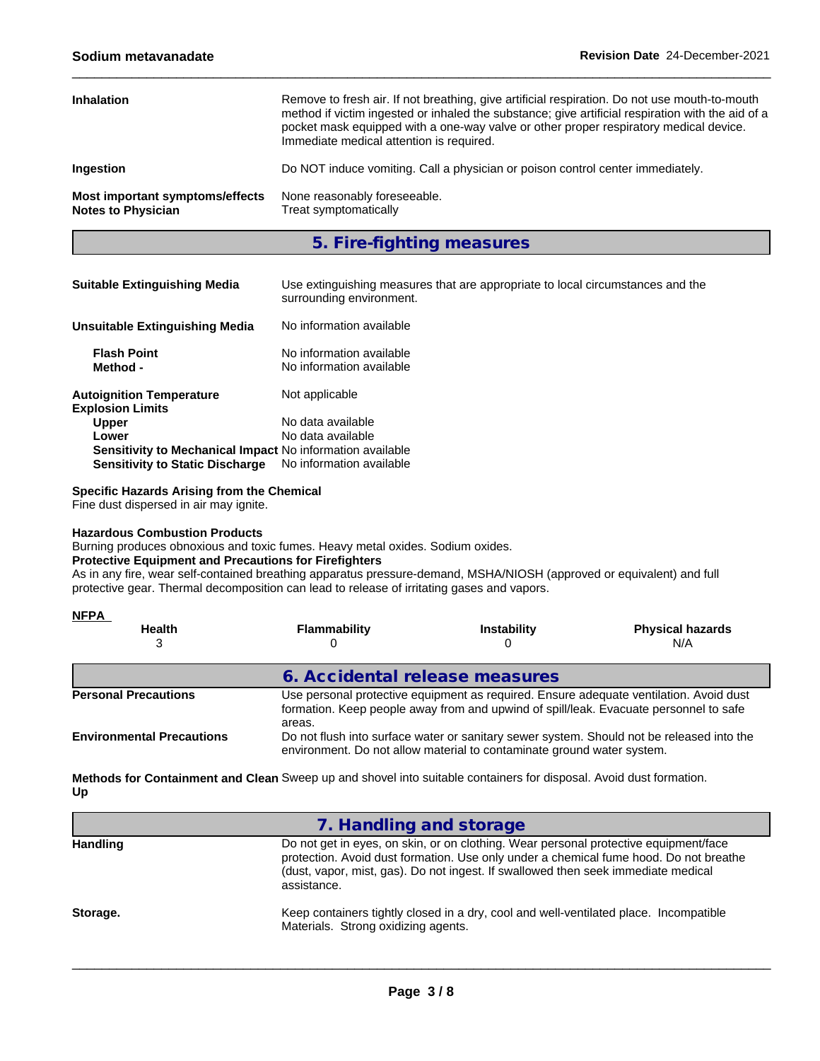| | |
|---|---|
| **Inhalation** | Remove to fresh air. If not breathing, give artificial respiration. Do not use mouth-to-mouth method if victim ingested or inhaled the substance; give artificial respiration with the aid of a pocket mask equipped with a one-way valve or other proper respiratory medical device. Immediate medical attention is required. |
| **Ingestion** | Do NOT induce vomiting. Call a physician or poison control center immediately. |
| **Most important symptoms/effects** | None reasonably foreseeable. |
| **Notes to Physician** | Treat symptomatically |

## 5. Fire-fighting measures

| | |
|---|---|
| **Suitable Extinguishing Media** | Use extinguishing measures that are appropriate to local circumstances and the surrounding environment. |
| **Unsuitable Extinguishing Media** | No information available |
| **Flash Point** | No information available |
| **Method -** | No information available |
| **Autoignition Temperature** | Not applicable |
| **Explosion Limits** | |
| **Upper** | No data available |
| **Lower** | No data available |
| **Sensitivity to Mechanical Impact** | No information available |
| **Sensitivity to Static Discharge** | No information available |

**Specific Hazards Arising from the Chemical**
Fine dust dispersed in air may ignite.

**Hazardous Combustion Products**
Burning produces obnoxious and toxic fumes. Heavy metal oxides. Sodium oxides.

**Protective Equipment and Precautions for Firefighters**
As in any fire, wear self-contained breathing apparatus pressure-demand, MSHA/NIOSH (approved or equivalent) and full protective gear. Thermal decomposition can lead to release of irritating gases and vapors.

**NFPA**

| Health | Flammability | Instability | Physical hazards |
|---|---|---|---|
| 3 | 0 | 0 | N/A |

## 6. Accidental release measures

| | |
|---|---|
| **Personal Precautions** | Use personal protective equipment as required. Ensure adequate ventilation. Avoid dust formation. Keep people away from and upwind of spill/leak. Evacuate personnel to safe areas. |
| **Environmental Precautions** | Do not flush into surface water or sanitary sewer system. Should not be released into the environment. Do not allow material to contaminate ground water system. |
| **Methods for Containment and Clean Up** | Sweep up and shovel into suitable containers for disposal. Avoid dust formation. |

## 7. Handling and storage

| | |
|---|---|
| **Handling** | Do not get in eyes, on skin, or on clothing. Wear personal protective equipment/face protection. Avoid dust formation. Use only under a chemical fume hood. Do not breathe (dust, vapor, mist, gas). Do not ingest. If swallowed then seek immediate medical assistance. |
| **Storage.** | Keep containers tightly closed in a dry, cool and well-ventilated place. Incompatible Materials. Strong oxidizing agents. |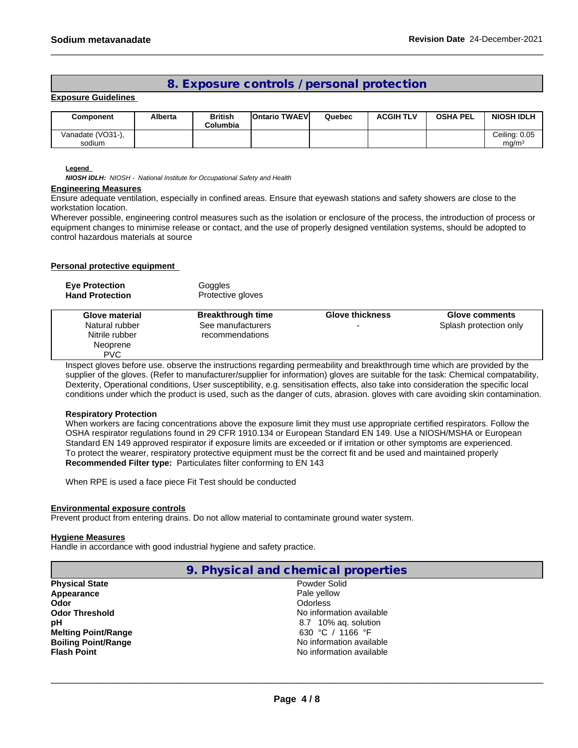## 8. Exposure controls / personal protection

**Exposure Guidelines**

| Component | Alberta | British Columbia | Ontario TWAEV | Quebec | ACGIH TLV | OSHA PEL | NIOSH IDLH |
|---|---|---|---|---|---|---|---|
| Vanadate (VO31-), sodium | | | | | | | Ceiling: 0.05 mg/m³ |

**Legend**

***NIOSH IDLH:*** *NIOSH - National Institute for Occupational Safety and Health*

**Engineering Measures**

Ensure adequate ventilation, especially in confined areas. Ensure that eyewash stations and safety showers are close to the workstation location.
Wherever possible, engineering control measures such as the isolation or enclosure of the process, the introduction of process or equipment changes to minimise release or contact, and the use of properly designed ventilation systems, should be adopted to control hazardous materials at source

**Personal protective equipment**

**Eye Protection** Goggles
**Hand Protection** Protective gloves

| Glove material | Breakthrough time | Glove thickness | Glove comments |
|---|---|---|---|
| Natural rubber<br>Nitrile rubber<br>Neoprene<br>PVC | See manufacturers recommendations | - | Splash protection only |

Inspect gloves before use. observe the instructions regarding permeability and breakthrough time which are provided by the supplier of the gloves. (Refer to manufacturer/supplier for information) gloves are suitable for the task: Chemical compatability, Dexterity, Operational conditions, User susceptibility, e.g. sensitisation effects, also take into consideration the specific local conditions under which the product is used, such as the danger of cuts, abrasion. gloves with care avoiding skin contamination.

**Respiratory Protection**

When workers are facing concentrations above the exposure limit they must use appropriate certified respirators. Follow the OSHA respirator regulations found in 29 CFR 1910.134 or European Standard EN 149. Use a NIOSH/MSHA or European Standard EN 149 approved respirator if exposure limits are exceeded or if irritation or other symptoms are experienced.
To protect the wearer, respiratory protective equipment must be the correct fit and be used and maintained properly
**Recommended Filter type:** Particulates filter conforming to EN 143

When RPE is used a face piece Fit Test should be conducted

**Environmental exposure controls**

Prevent product from entering drains. Do not allow material to contaminate ground water system.

**Hygiene Measures**

Handle in accordance with good industrial hygiene and safety practice.

## 9. Physical and chemical properties

| | |
|---|---|
| **Physical State** | Powder Solid |
| **Appearance** | Pale yellow |
| **Odor** | Odorless |
| **Odor Threshold** | No information available |
| **pH** | 8.7 10% aq. solution |
| **Melting Point/Range** | 630 °C / 1166 °F |
| **Boiling Point/Range** | No information available |
| **Flash Point** | No information available |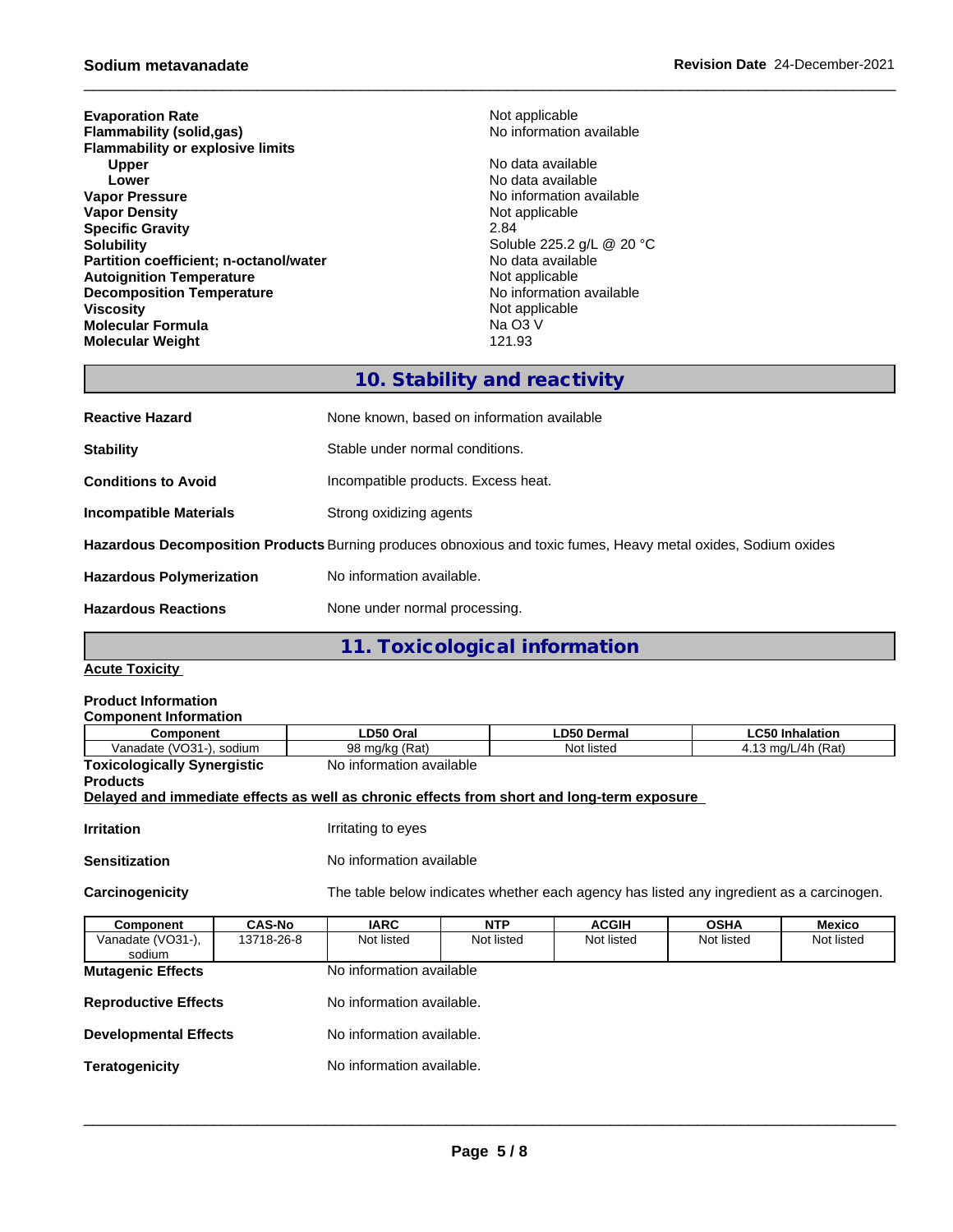| | |
|---|---|
| **Evaporation Rate** | Not applicable |
| **Flammability (solid,gas)** | No information available |
| **Flammability or explosive limits** | |
| **Upper** | No data available |
| **Lower** | No data available |
| **Vapor Pressure** | No information available |
| **Vapor Density** | Not applicable |
| **Specific Gravity** | 2.84 |
| **Solubility** | Soluble 225.2 g/L @ 20 °C |
| **Partition coefficient; n-octanol/water** | No data available |
| **Autoignition Temperature** | Not applicable |
| **Decomposition Temperature** | No information available |
| **Viscosity** | Not applicable |
| **Molecular Formula** | Na O3 V |
| **Molecular Weight** | 121.93 |

## 10. Stability and reactivity

**Reactive Hazard** None known, based on information available

**Stability** Stable under normal conditions.

**Conditions to Avoid** Incompatible products. Excess heat.

**Incompatible Materials** Strong oxidizing agents

**Hazardous Decomposition Products** Burning produces obnoxious and toxic fumes, Heavy metal oxides, Sodium oxides

**Hazardous Polymerization** No information available.

**Hazardous Reactions** None under normal processing.

## 11. Toxicological information

**Acute Toxicity**

**Product Information**

**Component Information**

| Component | LD50 Oral | LD50 Dermal | LC50 Inhalation |
|---|---|---|---|
| Vanadate (VO31-), sodium | 98 mg/kg (Rat) | Not listed | 4.13 mg/L/4h (Rat) |

**Toxicologically Synergistic Products** No information available

**Delayed and immediate effects as well as chronic effects from short and long-term exposure**

**Irritation** Irritating to eyes

**Sensitization** No information available

**Carcinogenicity** The table below indicates whether each agency has listed any ingredient as a carcinogen.

| Component | CAS-No | IARC | NTP | ACGIH | OSHA | Mexico |
|---|---|---|---|---|---|---|
| Vanadate (VO31-), sodium | 13718-26-8 | Not listed | Not listed | Not listed | Not listed | Not listed |

**Mutagenic Effects** No information available

**Reproductive Effects** No information available.

**Developmental Effects** No information available.

**Teratogenicity** No information available.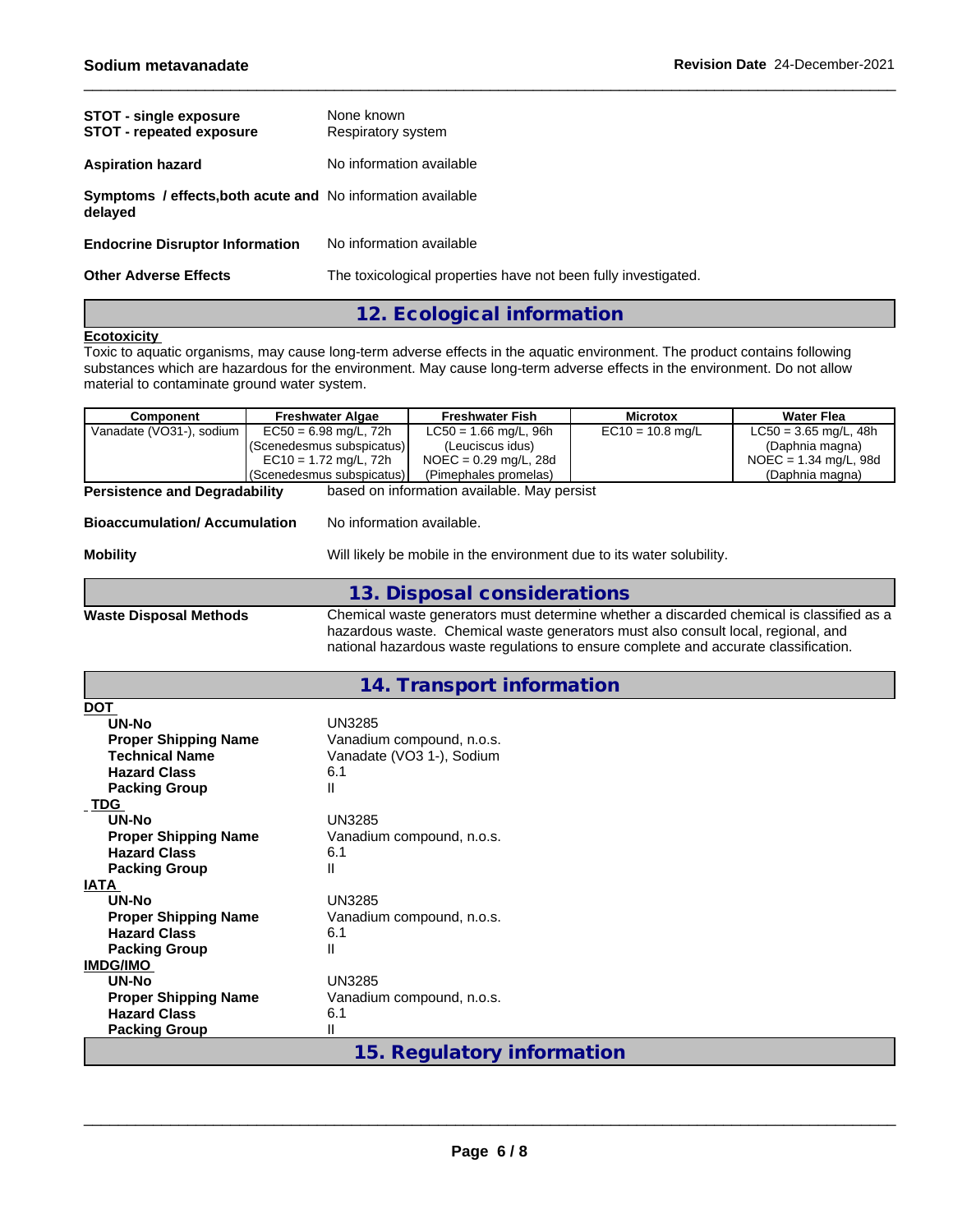**STOT - single exposure** None known
**STOT - repeated exposure** Respiratory system

**Aspiration hazard** No information available

**Symptoms / effects,both acute and delayed** No information available

**Endocrine Disruptor Information** No information available

**Other Adverse Effects** The toxicological properties have not been fully investigated.

## 12. Ecological information

**Ecotoxicity**

Toxic to aquatic organisms, may cause long-term adverse effects in the aquatic environment. The product contains following substances which are hazardous for the environment. May cause long-term adverse effects in the environment. Do not allow material to contaminate ground water system.

| Component | Freshwater Algae | Freshwater Fish | Microtox | Water Flea |
|---|---|---|---|---|
| Vanadate (VO31-), sodium | EC50 = 6.98 mg/L, 72h (Scenedesmus subspicatus) EC10 = 1.72 mg/L, 72h (Scenedesmus subspicatus) | LC50 = 1.66 mg/L, 96h (Leuciscus idus) NOEC = 0.29 mg/L, 28d (Pimephales promelas) | EC10 = 10.8 mg/L | LC50 = 3.65 mg/L, 48h (Daphnia magna) NOEC = 1.34 mg/L, 98d (Daphnia magna) |

**Persistence and Degradability** based on information available. May persist

**Bioaccumulation/ Accumulation** No information available.

**Mobility** Will likely be mobile in the environment due to its water solubility.

## 13. Disposal considerations

**Waste Disposal Methods** Chemical waste generators must determine whether a discarded chemical is classified as a hazardous waste. Chemical waste generators must also consult local, regional, and national hazardous waste regulations to ensure complete and accurate classification.

## 14. Transport information

**DOT**

| | |
|---|---|
| **UN-No** | UN3285 |
| **Proper Shipping Name** | Vanadium compound, n.o.s. |
| **Technical Name** | Vanadate (VO3 1-), Sodium |
| **Hazard Class** | 6.1 |
| **Packing Group** | II |

**TDG**

| | |
|---|---|
| **UN-No** | UN3285 |
| **Proper Shipping Name** | Vanadium compound, n.o.s. |
| **Hazard Class** | 6.1 |
| **Packing Group** | II |

**IATA**

| | |
|---|---|
| **UN-No** | UN3285 |
| **Proper Shipping Name** | Vanadium compound, n.o.s. |
| **Hazard Class** | 6.1 |
| **Packing Group** | II |

**IMDG/IMO**

| | |
|---|---|
| **UN-No** | UN3285 |
| **Proper Shipping Name** | Vanadium compound, n.o.s. |
| **Hazard Class** | 6.1 |
| **Packing Group** | II |

## 15. Regulatory information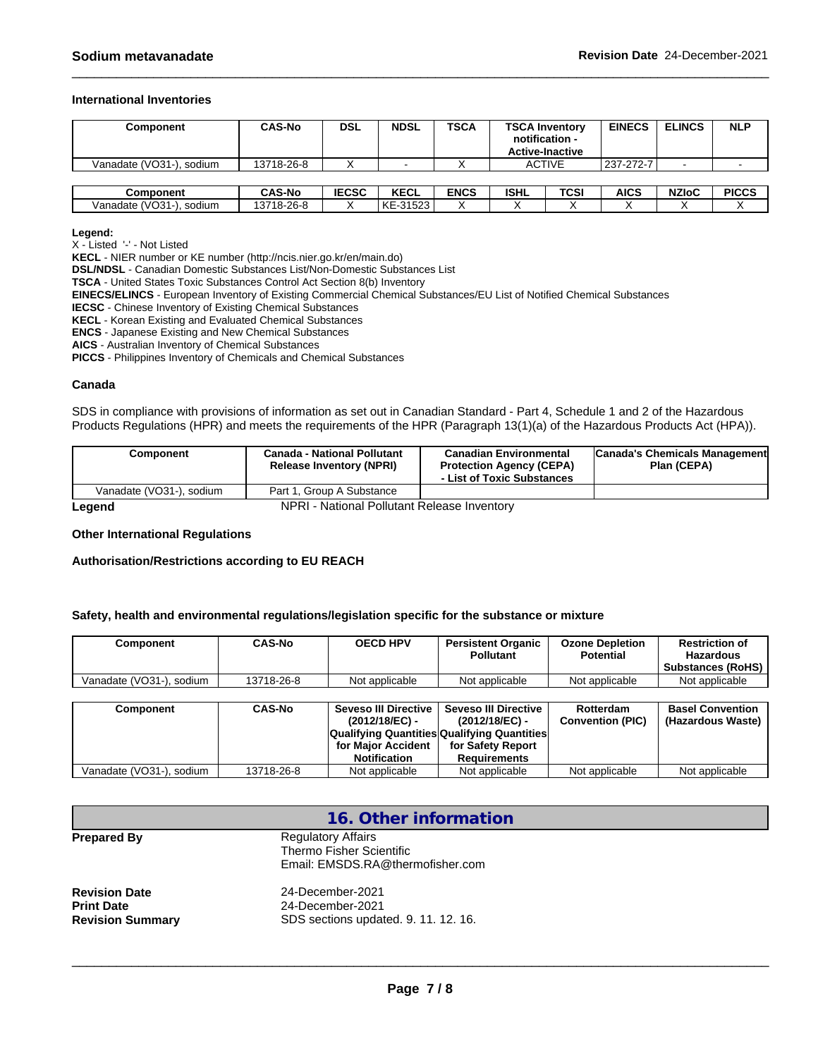### International Inventories

| Component | CAS-No | DSL | NDSL | TSCA | TSCA Inventory notification - Active-Inactive | EINECS | ELINCS | NLP |
|---|---|---|---|---|---|---|---|---|
| Vanadate (VO31-), sodium | 13718-26-8 | X | - | X | ACTIVE | 237-272-7 | - | - |

| Component | CAS-No | IECSC | KECL | ENCS | ISHL | TCSI | AICS | NZIoC | PICCS |
|---|---|---|---|---|---|---|---|---|---|
| Vanadate (VO31-), sodium | 13718-26-8 | X | KE-31523 | X | X | X | X | X | X |

**Legend:**
X - Listed '-' - Not Listed
**KECL** - NIER number or KE number (http://ncis.nier.go.kr/en/main.do)
**DSL/NDSL** - Canadian Domestic Substances List/Non-Domestic Substances List
**TSCA** - United States Toxic Substances Control Act Section 8(b) Inventory
**EINECS/ELINCS** - European Inventory of Existing Commercial Chemical Substances/EU List of Notified Chemical Substances
**IECSC** - Chinese Inventory of Existing Chemical Substances
**KECL** - Korean Existing and Evaluated Chemical Substances
**ENCS** - Japanese Existing and New Chemical Substances
**AICS** - Australian Inventory of Chemical Substances
**PICCS** - Philippines Inventory of Chemicals and Chemical Substances

### Canada

SDS in compliance with provisions of information as set out in Canadian Standard - Part 4, Schedule 1 and 2 of the Hazardous Products Regulations (HPR) and meets the requirements of the HPR (Paragraph 13(1)(a) of the Hazardous Products Act (HPA)).

| Component | Canada - National Pollutant Release Inventory (NPRI) | Canadian Environmental Protection Agency (CEPA) - List of Toxic Substances | Canada's Chemicals Management Plan (CEPA) |
|---|---|---|---|
| Vanadate (VO31-), sodium | Part 1, Group A Substance | | |

**Legend** NPRI - National Pollutant Release Inventory

### Other International Regulations

### Authorisation/Restrictions according to EU REACH

### Safety, health and environmental regulations/legislation specific for the substance or mixture

| Component | CAS-No | OECD HPV | Persistent Organic Pollutant | Ozone Depletion Potential | Restriction of Hazardous Substances (RoHS) |
|---|---|---|---|---|---|
| Vanadate (VO31-), sodium | 13718-26-8 | Not applicable | Not applicable | Not applicable | Not applicable |

| Component | CAS-No | Seveso III Directive (2012/18/EC) - Qualifying Quantities for Major Accident Notification | Seveso III Directive (2012/18/EC) - Qualifying Quantities for Safety Report Requirements | Rotterdam Convention (PIC) | Basel Convention (Hazardous Waste) |
|---|---|---|---|---|---|
| Vanadate (VO31-), sodium | 13718-26-8 | Not applicable | Not applicable | Not applicable | Not applicable |

## 16. Other information

**Prepared By** Regulatory Affairs
Thermo Fisher Scientific
Email: EMSDS.RA@thermofisher.com

**Revision Date** 24-December-2021
**Print Date** 24-December-2021
**Revision Summary** SDS sections updated. 9. 11. 12. 16.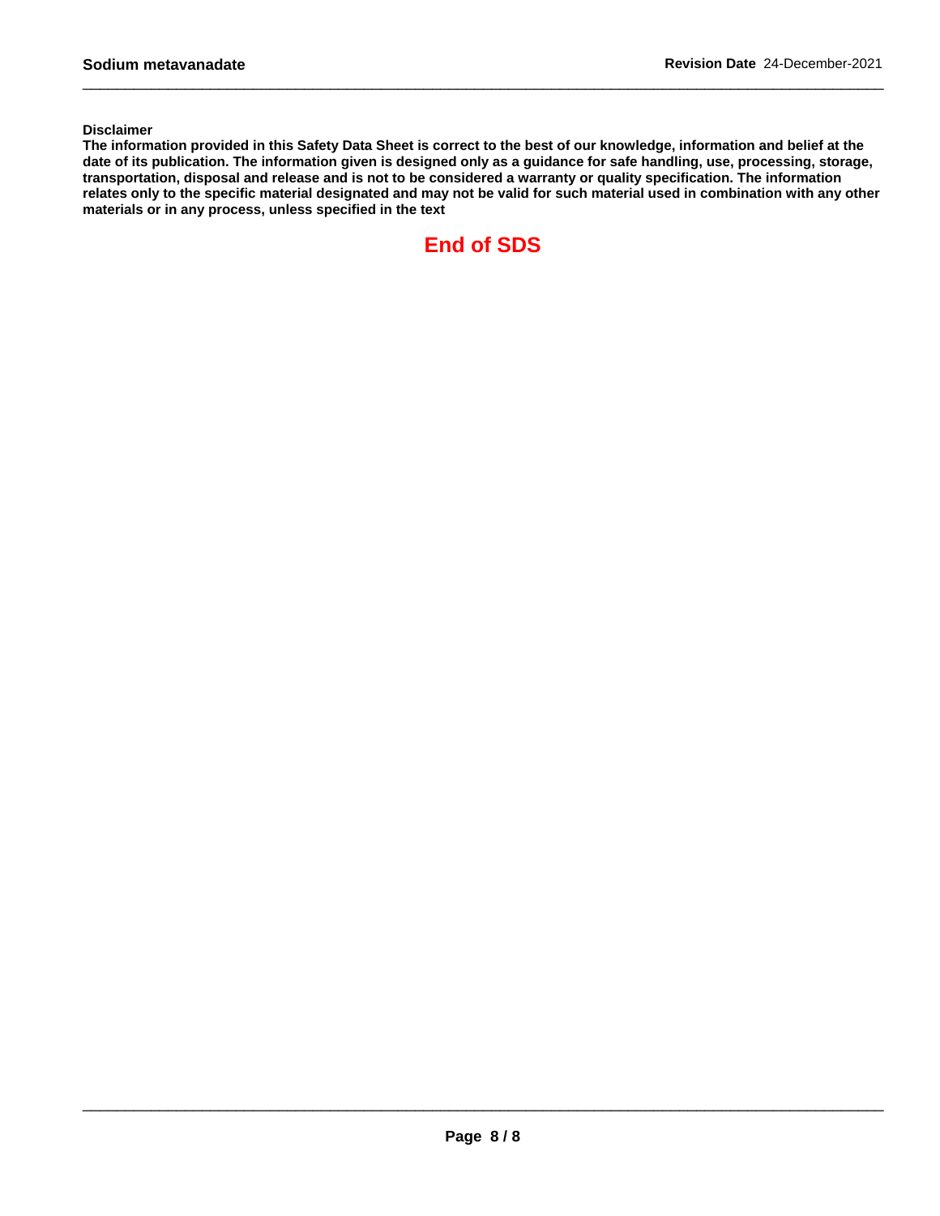**Disclaimer**

**The information provided in this Safety Data Sheet is correct to the best of our knowledge, information and belief at the date of its publication. The information given is designed only as a guidance for safe handling, use, processing, storage, transportation, disposal and release and is not to be considered a warranty or quality specification. The information relates only to the specific material designated and may not be valid for such material used in combination with any other materials or in any process, unless specified in the text**

**End of SDS**